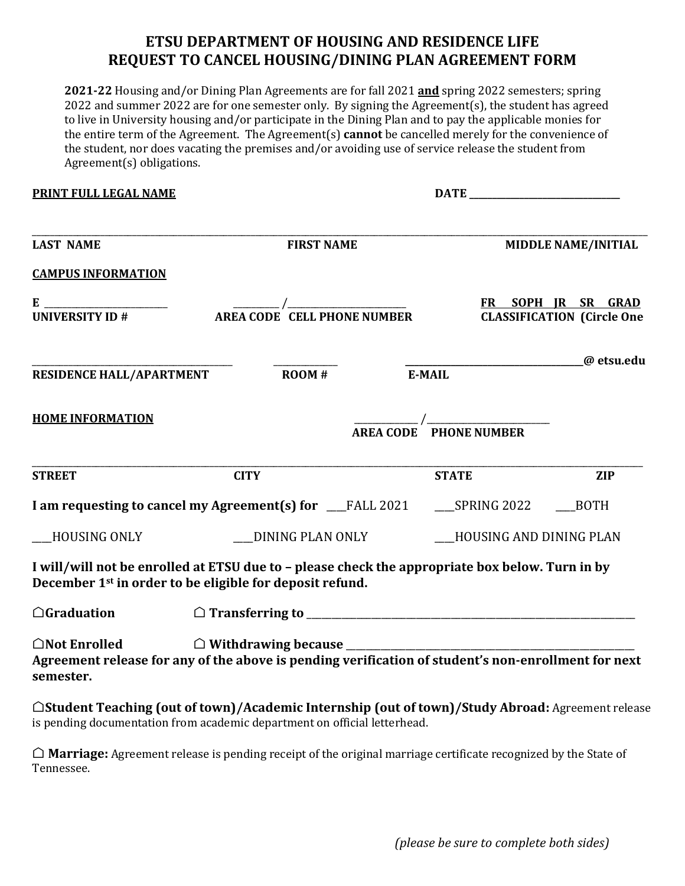# ETSU DEPARTMENT OF HOUSING AND RESIDENCE LIFE
# REQUEST TO CANCEL HOUSING/DINING PLAN AGREEMENT FORM

**2021-22** Housing and/or Dining Plan Agreements are for fall 2021 **and** spring 2022 semesters; spring 2022 and summer 2022 are for one semester only. By signing the Agreement(s), the student has agreed to live in University housing and/or participate in the Dining Plan and to pay the applicable monies for the entire term of the Agreement. The Agreement(s) **cannot** be cancelled merely for the convenience of the student, nor does vacating the premises and/or avoiding use of service release the student from Agreement(s) obligations.

**PRINT FULL LEGAL NAME** **DATE** ______________________________

_______________________________________________________________________________

**LAST NAME** **FIRST NAME** **MIDDLE NAME/INITIAL**

**CAMPUS INFORMATION**

**E** _________________________ _________ /_______________________ **FR SOPH JR SR GRAD**

**UNIVERSITY ID #** **AREA CODE CELL PHONE NUMBER** **CLASSIFICATION (Circle One**

________________________________________ _____________ ____________________________________@ etsu.edu

**RESIDENCE HALL/APARTMENT** **ROOM #** **E-MAIL**

**HOME INFORMATION** _____________ /_________________________

**AREA CODE PHONE NUMBER**

_______________________________________________________________________________

**STREET** **CITY** **STATE** **ZIP**

**I am requesting to cancel my Agreement(s) for** ___FALL 2021 ___SPRING 2022 ___BOTH

___HOUSING ONLY ___DINING PLAN ONLY ___HOUSING AND DINING PLAN

**I will/will not be enrolled at ETSU due to – please check the appropriate box below. Turn in by December 1st in order to be eligible for deposit refund.**

☐**Graduation** ☐ **Transferring to** _______________________________________________

☐**Not Enrolled** ☐ **Withdrawing because** _______________________________________________

**Agreement release for any of the above is pending verification of student's non-enrollment for next semester.**

☐**Student Teaching (out of town)/Academic Internship (out of town)/Study Abroad:** Agreement release is pending documentation from academic department on official letterhead.

☐ **Marriage:** Agreement release is pending receipt of the original marriage certificate recognized by the State of Tennessee.

*(please be sure to complete both sides)*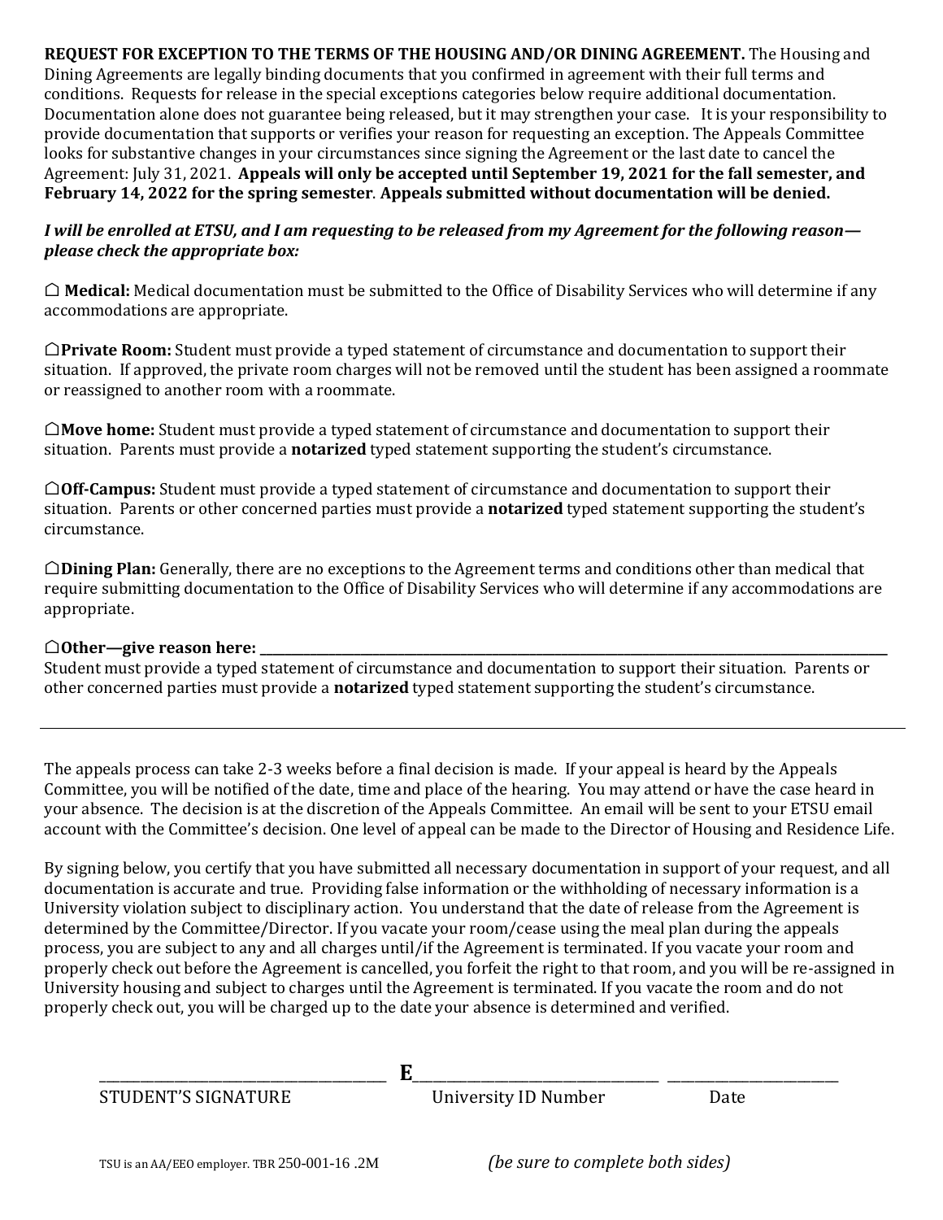**REQUEST FOR EXCEPTION TO THE TERMS OF THE HOUSING AND/OR DINING AGREEMENT.** The Housing and Dining Agreements are legally binding documents that you confirmed in agreement with their full terms and conditions. Requests for release in the special exceptions categories below require additional documentation. Documentation alone does not guarantee being released, but it may strengthen your case. It is your responsibility to provide documentation that supports or verifies your reason for requesting an exception. The Appeals Committee looks for substantive changes in your circumstances since signing the Agreement or the last date to cancel the Agreement: July 31, 2021. **Appeals will only be accepted until September 19, 2021 for the fall semester, and February 14, 2022 for the spring semester**. **Appeals submitted without documentation will be denied.**

***I will be enrolled at ETSU, and I am requesting to be released from my Agreement for the following reason—please check the appropriate box:***

☐ **Medical:** Medical documentation must be submitted to the Office of Disability Services who will determine if any accommodations are appropriate.

☐ **Private Room:** Student must provide a typed statement of circumstance and documentation to support their situation. If approved, the private room charges will not be removed until the student has been assigned a roommate or reassigned to another room with a roommate.

☐ **Move home:** Student must provide a typed statement of circumstance and documentation to support their situation. Parents must provide a **notarized** typed statement supporting the student's circumstance.

☐ **Off-Campus:** Student must provide a typed statement of circumstance and documentation to support their situation. Parents or other concerned parties must provide a **notarized** typed statement supporting the student's circumstance.

☐ **Dining Plan:** Generally, there are no exceptions to the Agreement terms and conditions other than medical that require submitting documentation to the Office of Disability Services who will determine if any accommodations are appropriate.

☐ **Other—give reason here:** ______________________________________________

Student must provide a typed statement of circumstance and documentation to support their situation. Parents or other concerned parties must provide a **notarized** typed statement supporting the student's circumstance.

---

The appeals process can take 2-3 weeks before a final decision is made. If your appeal is heard by the Appeals Committee, you will be notified of the date, time and place of the hearing. You may attend or have the case heard in your absence. The decision is at the discretion of the Appeals Committee. An email will be sent to your ETSU email account with the Committee's decision. One level of appeal can be made to the Director of Housing and Residence Life.

By signing below, you certify that you have submitted all necessary documentation in support of your request, and all documentation is accurate and true. Providing false information or the withholding of necessary information is a University violation subject to disciplinary action. You understand that the date of release from the Agreement is determined by the Committee/Director. If you vacate your room/cease using the meal plan during the appeals process, you are subject to any and all charges until/if the Agreement is terminated. If you vacate your room and properly check out before the Agreement is cancelled, you forfeit the right to that room, and you will be re-assigned in University housing and subject to charges until the Agreement is terminated. If you vacate the room and do not properly check out, you will be charged up to the date your absence is determined and verified.

______________________________ **E**__________________________ ____________________

STUDENT'S SIGNATURE University ID Number Date

TSU is an AA/EEO employer. TBR 250-001-16 .2M *(be sure to complete both sides)*